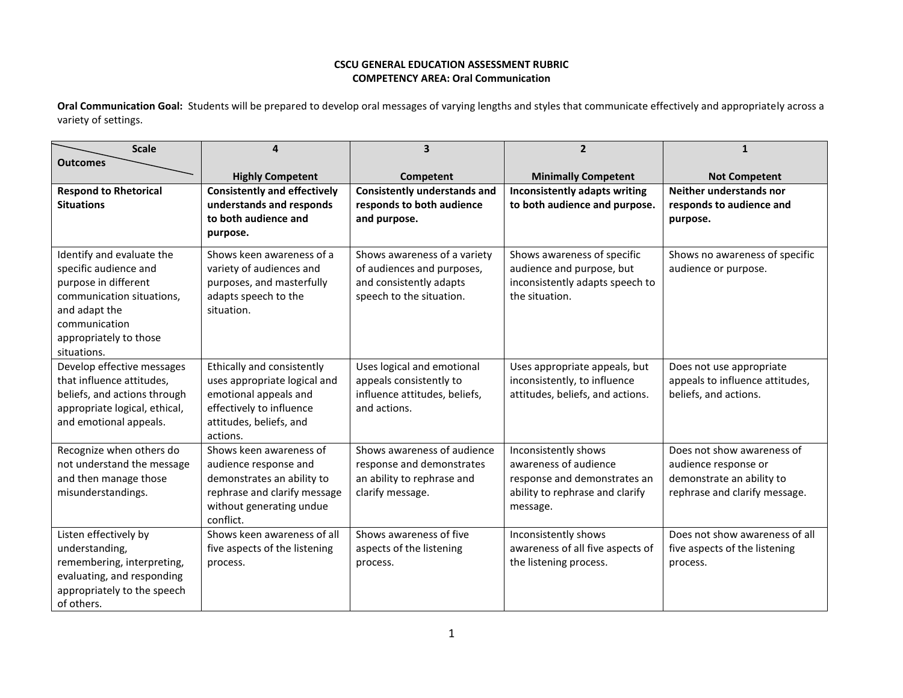**CSCU GENERAL EDUCATION ASSESSMENT RUBRIC**
**COMPETENCY AREA: Oral Communication**

**Oral Communication Goal:** Students will be prepared to develop oral messages of varying lengths and styles that communicate effectively and appropriately across a variety of settings.

| Scale / Outcomes | 4<br>Highly Competent | 3<br>Competent | 2<br>Minimally Competent | 1<br>Not Competent |
|---|---|---|---|---|
| **Respond to Rhetorical Situations** | **Consistently and effectively understands and responds to both audience and purpose.** | **Consistently understands and responds to both audience and purpose.** | **Inconsistently adapts writing to both audience and purpose.** | **Neither understands nor responds to audience and purpose.** |
| Identify and evaluate the specific audience and purpose in different communication situations, and adapt the communication appropriately to those situations. | Shows keen awareness of a variety of audiences and purposes, and masterfully adapts speech to the situation. | Shows awareness of a variety of audiences and purposes, and consistently adapts speech to the situation. | Shows awareness of specific audience and purpose, but inconsistently adapts speech to the situation. | Shows no awareness of specific audience or purpose. |
| Develop effective messages that influence attitudes, beliefs, and actions through appropriate logical, ethical, and emotional appeals. | Ethically and consistently uses appropriate logical and emotional appeals and effectively to influence attitudes, beliefs, and actions. | Uses logical and emotional appeals consistently to influence attitudes, beliefs, and actions. | Uses appropriate appeals, but inconsistently, to influence attitudes, beliefs, and actions. | Does not use appropriate appeals to influence attitudes, beliefs, and actions. |
| Recognize when others do not understand the message and then manage those misunderstandings. | Shows keen awareness of audience response and demonstrates an ability to rephrase and clarify message without generating undue conflict. | Shows awareness of audience response and demonstrates an ability to rephrase and clarify message. | Inconsistently shows awareness of audience response and demonstrates an ability to rephrase and clarify message. | Does not show awareness of audience response or demonstrate an ability to rephrase and clarify message. |
| Listen effectively by understanding, remembering, interpreting, evaluating, and responding appropriately to the speech of others. | Shows keen awareness of all five aspects of the listening process. | Shows awareness of five aspects of the listening process. | Inconsistently shows awareness of all five aspects of the listening process. | Does not show awareness of all five aspects of the listening process. |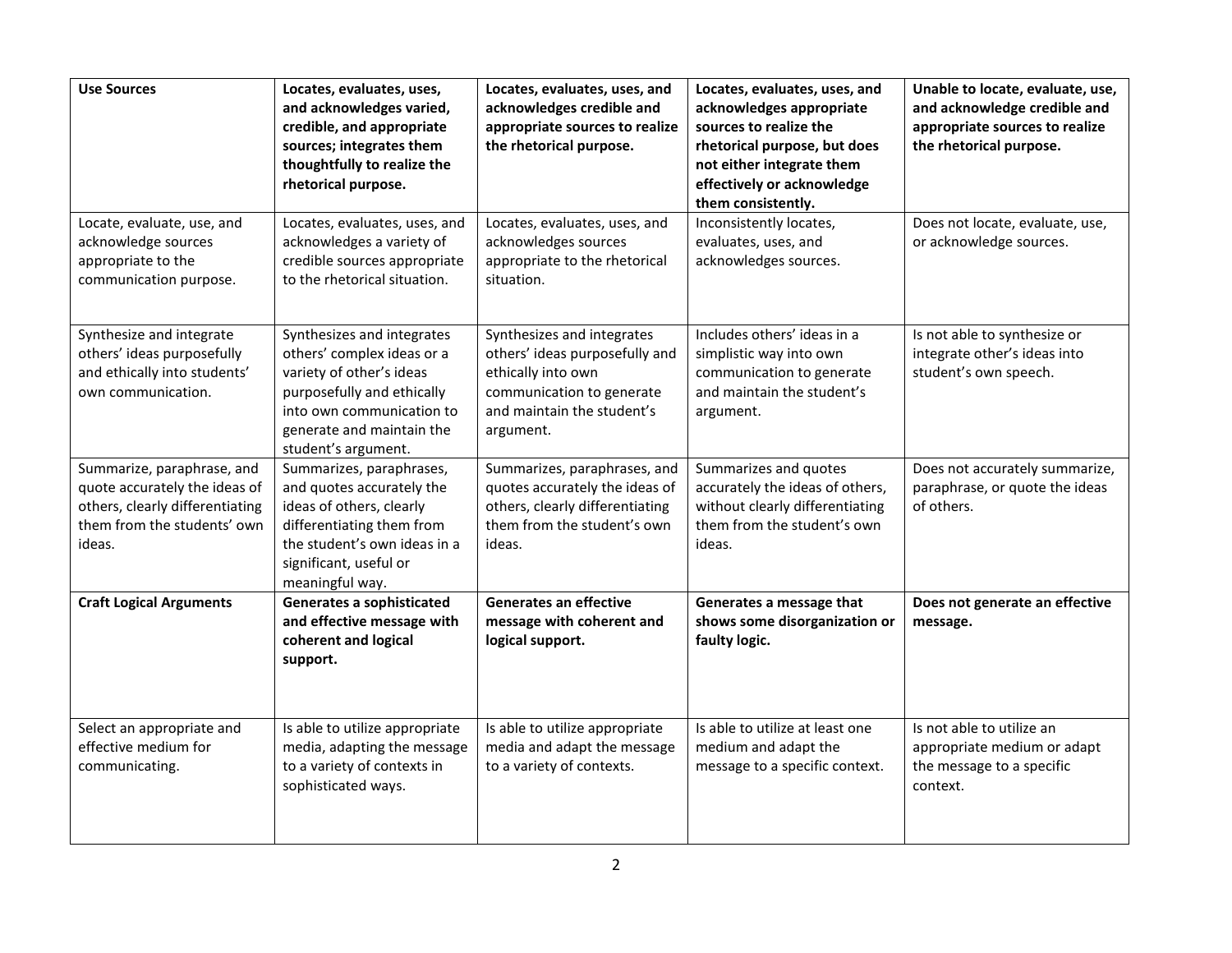| **Use Sources** | **Locates, evaluates, uses, and acknowledges varied, credible, and appropriate sources; integrates them thoughtfully to realize the rhetorical purpose.** | **Locates, evaluates, uses, and acknowledges credible and appropriate sources to realize the rhetorical purpose.** | **Locates, evaluates, uses, and acknowledges appropriate sources to realize the rhetorical purpose, but does not either integrate them effectively or acknowledge them consistently.** | **Unable to locate, evaluate, use, and acknowledge credible and appropriate sources to realize the rhetorical purpose.** |
|---|---|---|---|---|
| Locate, evaluate, use, and acknowledge sources appropriate to the communication purpose. | Locates, evaluates, uses, and acknowledges a variety of credible sources appropriate to the rhetorical situation. | Locates, evaluates, uses, and acknowledges sources appropriate to the rhetorical situation. | Inconsistently locates, evaluates, uses, and acknowledges sources. | Does not locate, evaluate, use, or acknowledge sources. |
| Synthesize and integrate others' ideas purposefully and ethically into students' own communication. | Synthesizes and integrates others' complex ideas or a variety of other's ideas purposefully and ethically into own communication to generate and maintain the student's argument. | Synthesizes and integrates others' ideas purposefully and ethically into own communication to generate and maintain the student's argument. | Includes others' ideas in a simplistic way into own communication to generate and maintain the student's argument. | Is not able to synthesize or integrate other's ideas into student's own speech. |
| Summarize, paraphrase, and quote accurately the ideas of others, clearly differentiating them from the students' own ideas. | Summarizes, paraphrases, and quotes accurately the ideas of others, clearly differentiating them from the student's own ideas in a significant, useful or meaningful way. | Summarizes, paraphrases, and quotes accurately the ideas of others, clearly differentiating them from the student's own ideas. | Summarizes and quotes accurately the ideas of others, without clearly differentiating them from the student's own ideas. | Does not accurately summarize, paraphrase, or quote the ideas of others. |
| **Craft Logical Arguments** | **Generates a sophisticated and effective message with coherent and logical support.** | **Generates an effective message with coherent and logical support.** | **Generates a message that shows some disorganization or faulty logic.** | **Does not generate an effective message.** |
| Select an appropriate and effective medium for communicating. | Is able to utilize appropriate media, adapting the message to a variety of contexts in sophisticated ways. | Is able to utilize appropriate media and adapt the message to a variety of contexts. | Is able to utilize at least one medium and adapt the message to a specific context. | Is not able to utilize an appropriate medium or adapt the message to a specific context. |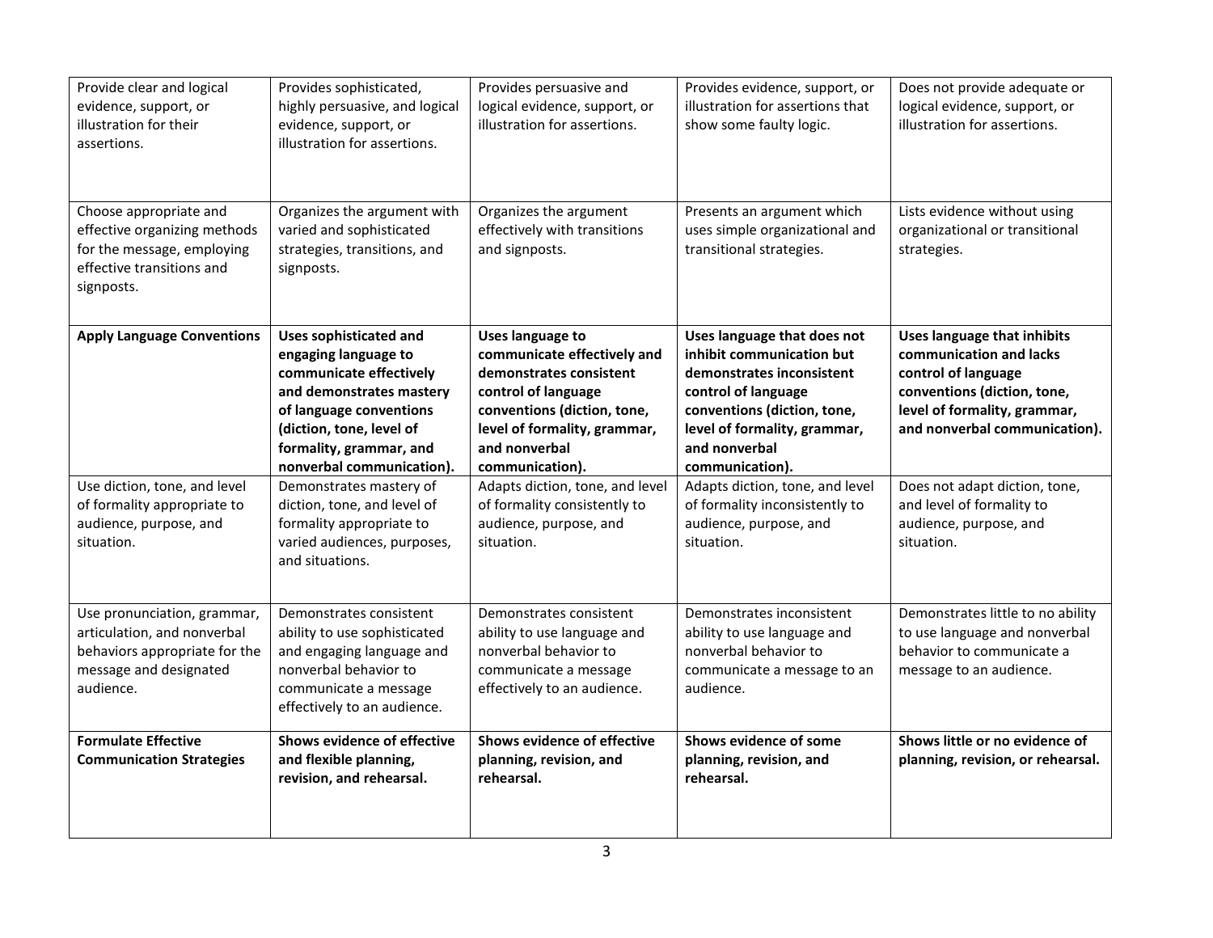| | | | | |
|---|---|---|---|---|
| Provide clear and logical evidence, support, or illustration for their assertions. | Provides sophisticated, highly persuasive, and logical evidence, support, or illustration for assertions. | Provides persuasive and logical evidence, support, or illustration for assertions. | Provides evidence, support, or illustration for assertions that show some faulty logic. | Does not provide adequate or logical evidence, support, or illustration for assertions. |
| Choose appropriate and effective organizing methods for the message, employing effective transitions and signposts. | Organizes the argument with varied and sophisticated strategies, transitions, and signposts. | Organizes the argument effectively with transitions and signposts. | Presents an argument which uses simple organizational and transitional strategies. | Lists evidence without using organizational or transitional strategies. |
| **Apply Language Conventions** | **Uses sophisticated and engaging language to communicate effectively and demonstrates mastery of language conventions (diction, tone, level of formality, grammar, and nonverbal communication).** | **Uses language to communicate effectively and demonstrates consistent control of language conventions (diction, tone, level of formality, grammar, and nonverbal communication).** | **Uses language that does not inhibit communication but demonstrates inconsistent control of language conventions (diction, tone, level of formality, grammar, and nonverbal communication).** | **Uses language that inhibits communication and lacks control of language conventions (diction, tone, level of formality, grammar, and nonverbal communication).** |
| Use diction, tone, and level of formality appropriate to audience, purpose, and situation. | Demonstrates mastery of diction, tone, and level of formality appropriate to varied audiences, purposes, and situations. | Adapts diction, tone, and level of formality consistently to audience, purpose, and situation. | Adapts diction, tone, and level of formality inconsistently to audience, purpose, and situation. | Does not adapt diction, tone, and level of formality to audience, purpose, and situation. |
| Use pronunciation, grammar, articulation, and nonverbal behaviors appropriate for the message and designated audience. | Demonstrates consistent ability to use sophisticated and engaging language and nonverbal behavior to communicate a message effectively to an audience. | Demonstrates consistent ability to use language and nonverbal behavior to communicate a message effectively to an audience. | Demonstrates inconsistent ability to use language and nonverbal behavior to communicate a message to an audience. | Demonstrates little to no ability to use language and nonverbal behavior to communicate a message to an audience. |
| **Formulate Effective Communication Strategies** | **Shows evidence of effective and flexible planning, revision, and rehearsal.** | **Shows evidence of effective planning, revision, and rehearsal.** | **Shows evidence of some planning, revision, and rehearsal.** | **Shows little or no evidence of planning, revision, or rehearsal.** |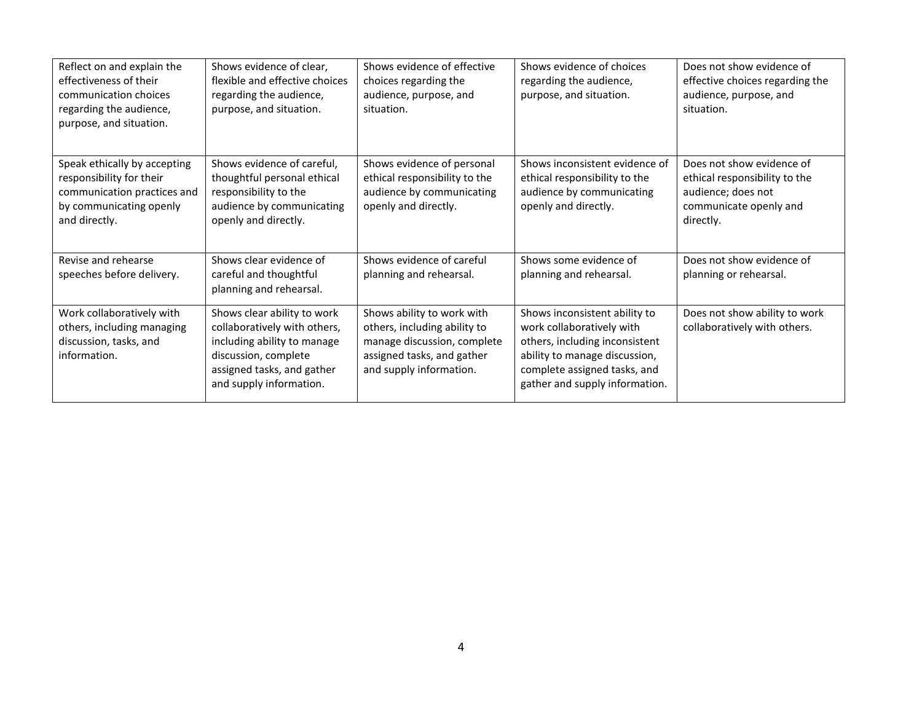| | | | | |
|---|---|---|---|---|
| Reflect on and explain the effectiveness of their communication choices regarding the audience, purpose, and situation. | Shows evidence of clear, flexible and effective choices regarding the audience, purpose, and situation. | Shows evidence of effective choices regarding the audience, purpose, and situation. | Shows evidence of choices regarding the audience, purpose, and situation. | Does not show evidence of effective choices regarding the audience, purpose, and situation. |
| Speak ethically by accepting responsibility for their communication practices and by communicating openly and directly. | Shows evidence of careful, thoughtful personal ethical responsibility to the audience by communicating openly and directly. | Shows evidence of personal ethical responsibility to the audience by communicating openly and directly. | Shows inconsistent evidence of ethical responsibility to the audience by communicating openly and directly. | Does not show evidence of ethical responsibility to the audience; does not communicate openly and directly. |
| Revise and rehearse speeches before delivery. | Shows clear evidence of careful and thoughtful planning and rehearsal. | Shows evidence of careful planning and rehearsal. | Shows some evidence of planning and rehearsal. | Does not show evidence of planning or rehearsal. |
| Work collaboratively with others, including managing discussion, tasks, and information. | Shows clear ability to work collaboratively with others, including ability to manage discussion, complete assigned tasks, and gather and supply information. | Shows ability to work with others, including ability to manage discussion, complete assigned tasks, and gather and supply information. | Shows inconsistent ability to work collaboratively with others, including inconsistent ability to manage discussion, complete assigned tasks, and gather and supply information. | Does not show ability to work collaboratively with others. |